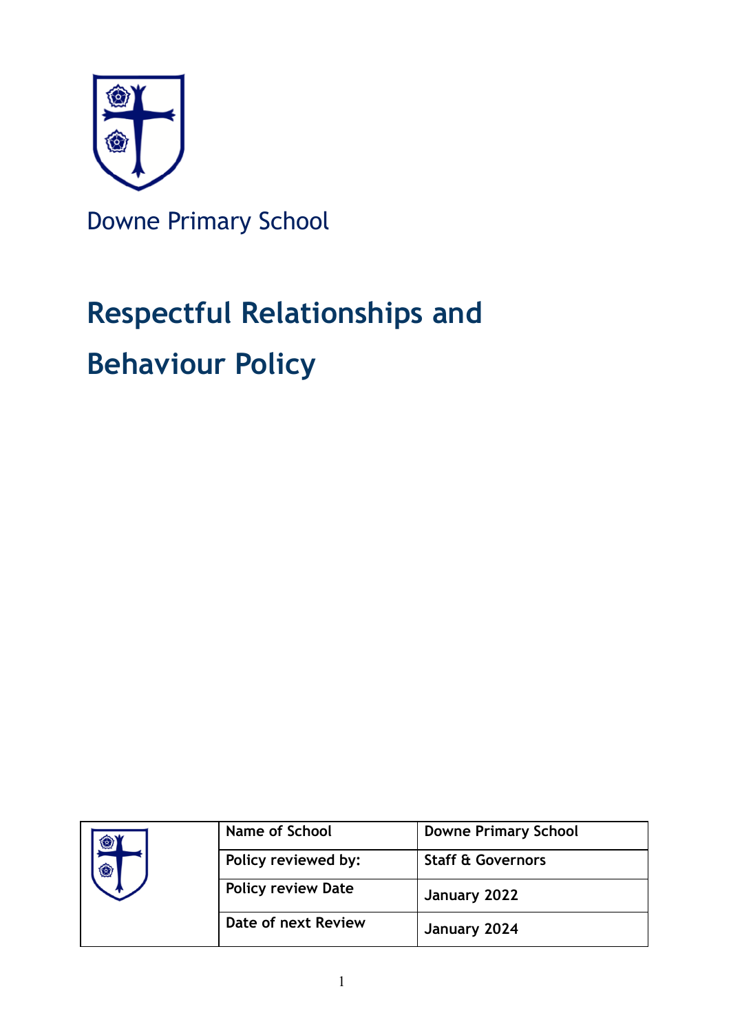Downne Primary School

# Respectful Relationships and Behaviour Policy

| | | |
|---|---|---|
| | **Name of School** | **Downe Primary School** |
| | **Policy reviewed by:** | **Staff & Governors** |
| | **Policy review Date** | **January 2022** |
| | **Date of next Review** | **January 2024** |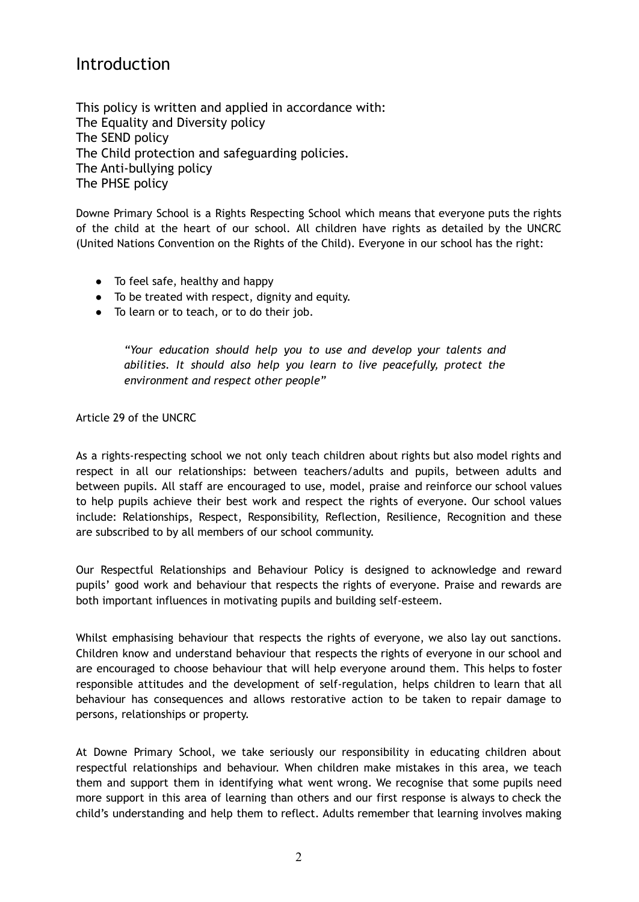# Introduction

This policy is written and applied in accordance with:
The Equality and Diversity policy
The SEND policy
The Child protection and safeguarding policies.
The Anti-bullying policy
The PHSE policy

Downe Primary School is a Rights Respecting School which means that everyone puts the rights of the child at the heart of our school. All children have rights as detailed by the UNCRC (United Nations Convention on the Rights of the Child). Everyone in our school has the right:

- To feel safe, healthy and happy
- To be treated with respect, dignity and equity.
- To learn or to teach, or to do their job.

> *"Your education should help you to use and develop your talents and abilities. It should also help you learn to live peacefully, protect the environment and respect other people"*

Article 29 of the UNCRC

As a rights-respecting school we not only teach children about rights but also model rights and respect in all our relationships: between teachers/adults and pupils, between adults and between pupils. All staff are encouraged to use, model, praise and reinforce our school values to help pupils achieve their best work and respect the rights of everyone. Our school values include: Relationships, Respect, Responsibility, Reflection, Resilience, Recognition and these are subscribed to by all members of our school community.

Our Respectful Relationships and Behaviour Policy is designed to acknowledge and reward pupils' good work and behaviour that respects the rights of everyone. Praise and rewards are both important influences in motivating pupils and building self-esteem.

Whilst emphasising behaviour that respects the rights of everyone, we also lay out sanctions. Children know and understand behaviour that respects the rights of everyone in our school and are encouraged to choose behaviour that will help everyone around them. This helps to foster responsible attitudes and the development of self-regulation, helps children to learn that all behaviour has consequences and allows restorative action to be taken to repair damage to persons, relationships or property.

At Downe Primary School, we take seriously our responsibility in educating children about respectful relationships and behaviour. When children make mistakes in this area, we teach them and support them in identifying what went wrong. We recognise that some pupils need more support in this area of learning than others and our first response is always to check the child's understanding and help them to reflect. Adults remember that learning involves making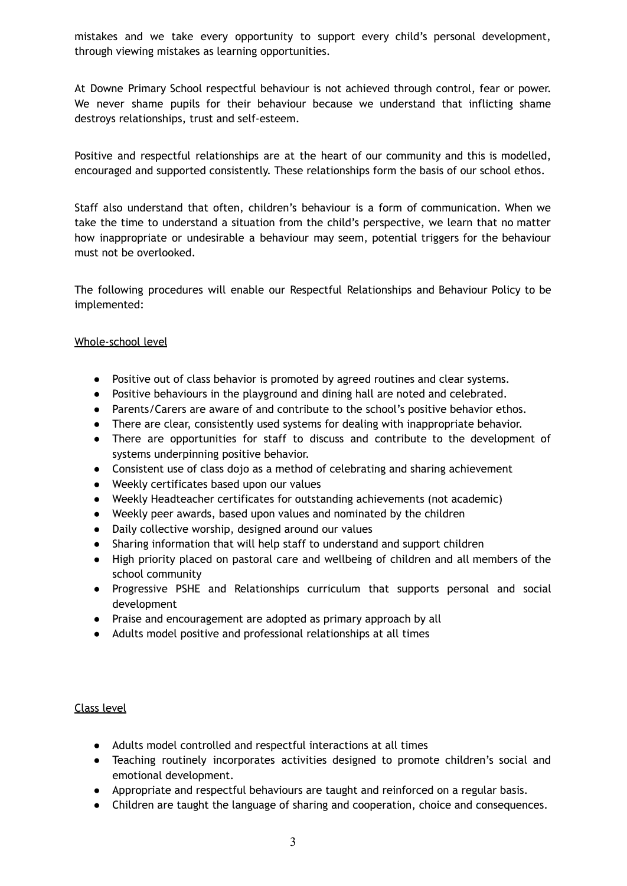mistakes and we take every opportunity to support every child's personal development, through viewing mistakes as learning opportunities.

At Downe Primary School respectful behaviour is not achieved through control, fear or power. We never shame pupils for their behaviour because we understand that inflicting shame destroys relationships, trust and self-esteem.

Positive and respectful relationships are at the heart of our community and this is modelled, encouraged and supported consistently. These relationships form the basis of our school ethos.

Staff also understand that often, children's behaviour is a form of communication. When we take the time to understand a situation from the child's perspective, we learn that no matter how inappropriate or undesirable a behaviour may seem, potential triggers for the behaviour must not be overlooked.

The following procedures will enable our Respectful Relationships and Behaviour Policy to be implemented:

<u>Whole-school level</u>

- Positive out of class behavior is promoted by agreed routines and clear systems.
- Positive behaviours in the playground and dining hall are noted and celebrated.
- Parents/Carers are aware of and contribute to the school's positive behavior ethos.
- There are clear, consistently used systems for dealing with inappropriate behavior.
- There are opportunities for staff to discuss and contribute to the development of systems underpinning positive behavior.
- Consistent use of class dojo as a method of celebrating and sharing achievement
- Weekly certificates based upon our values
- Weekly Headteacher certificates for outstanding achievements (not academic)
- Weekly peer awards, based upon values and nominated by the children
- Daily collective worship, designed around our values
- Sharing information that will help staff to understand and support children
- High priority placed on pastoral care and wellbeing of children and all members of the school community
- Progressive PSHE and Relationships curriculum that supports personal and social development
- Praise and encouragement are adopted as primary approach by all
- Adults model positive and professional relationships at all times

<u>Class level</u>

- Adults model controlled and respectful interactions at all times
- Teaching routinely incorporates activities designed to promote children's social and emotional development.
- Appropriate and respectful behaviours are taught and reinforced on a regular basis.
- Children are taught the language of sharing and cooperation, choice and consequences.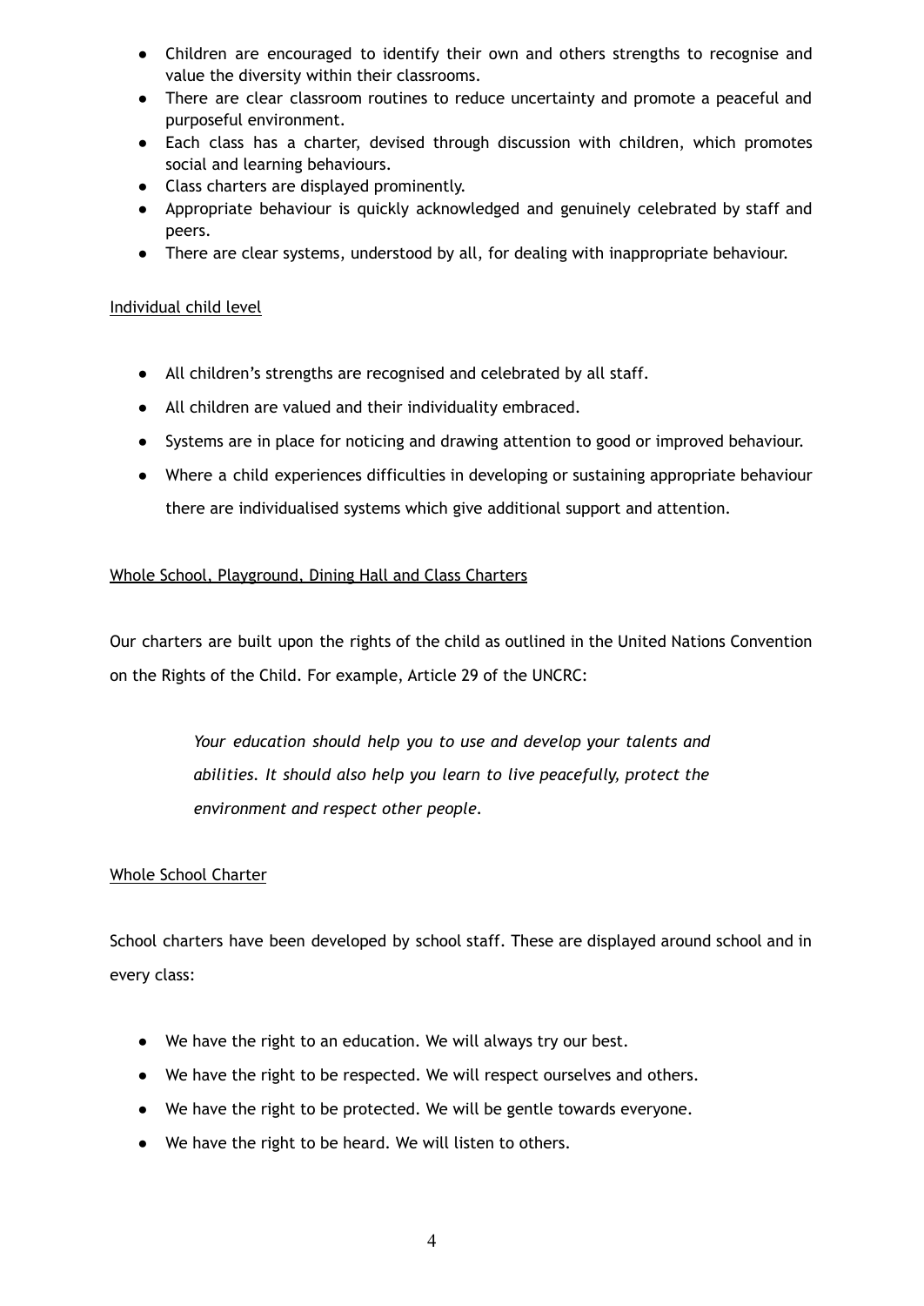- Children are encouraged to identify their own and others strengths to recognise and value the diversity within their classrooms.
- There are clear classroom routines to reduce uncertainty and promote a peaceful and purposeful environment.
- Each class has a charter, devised through discussion with children, which promotes social and learning behaviours.
- Class charters are displayed prominently.
- Appropriate behaviour is quickly acknowledged and genuinely celebrated by staff and peers.
- There are clear systems, understood by all, for dealing with inappropriate behaviour.

## Individual child level

- All children's strengths are recognised and celebrated by all staff.
- All children are valued and their individuality embraced.
- Systems are in place for noticing and drawing attention to good or improved behaviour.
- Where a child experiences difficulties in developing or sustaining appropriate behaviour there are individualised systems which give additional support and attention.

## Whole School, Playground, Dining Hall and Class Charters

Our charters are built upon the rights of the child as outlined in the United Nations Convention on the Rights of the Child. For example, Article 29 of the UNCRC:

> *Your education should help you to use and develop your talents and abilities. It should also help you learn to live peacefully, protect the environment and respect other people.*

## Whole School Charter

School charters have been developed by school staff. These are displayed around school and in every class:

- We have the right to an education. We will always try our best.
- We have the right to be respected. We will respect ourselves and others.
- We have the right to be protected. We will be gentle towards everyone.
- We have the right to be heard. We will listen to others.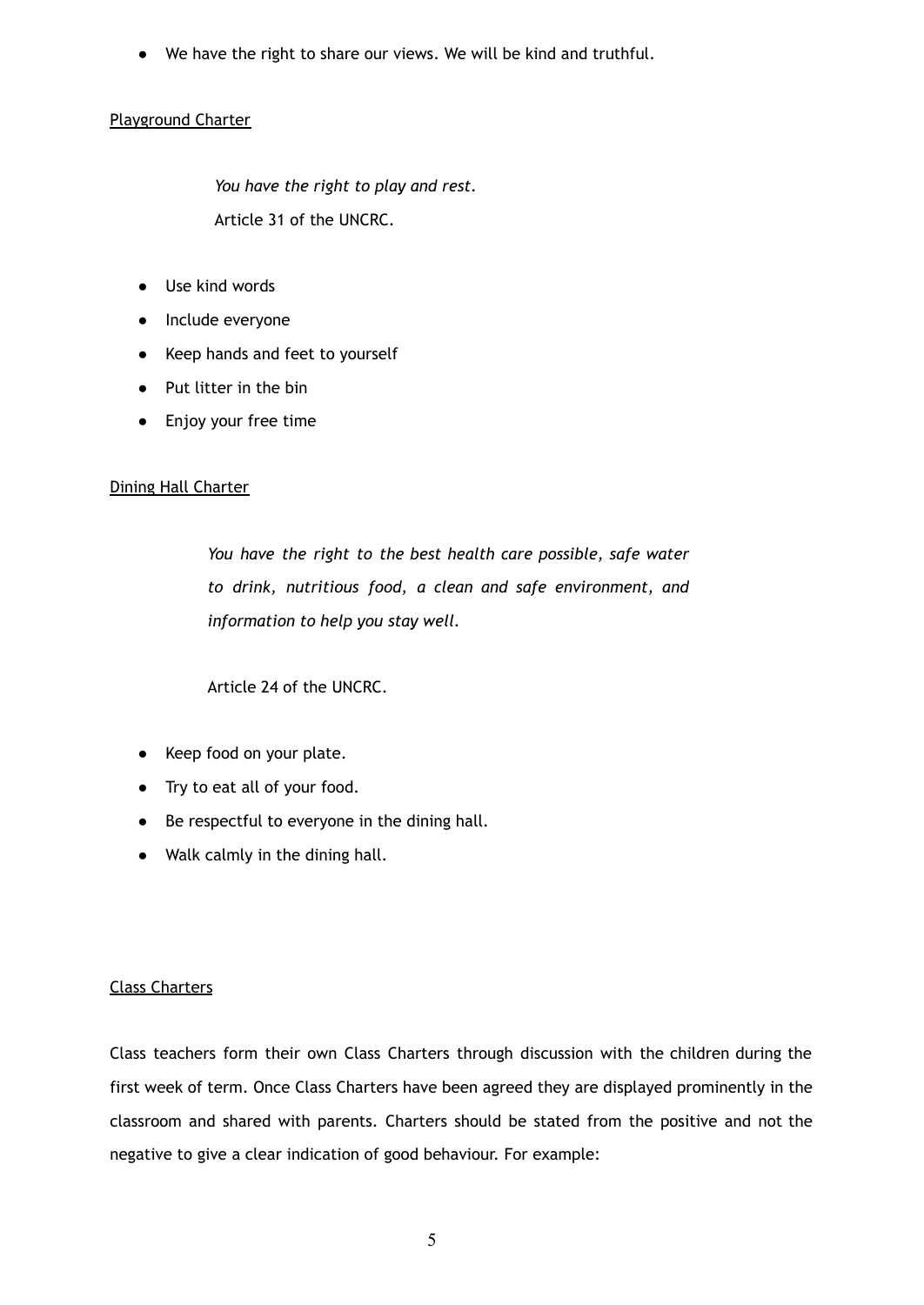- We have the right to share our views. We will be kind and truthful.

<u>Playground Charter</u>

> *You have the right to play and rest.*
> Article 31 of the UNCRC.

- Use kind words
- Include everyone
- Keep hands and feet to yourself
- Put litter in the bin
- Enjoy your free time

<u>Dining Hall Charter</u>

> *You have the right to the best health care possible, safe water to drink, nutritious food, a clean and safe environment, and information to help you stay well.*
>
> Article 24 of the UNCRC.

- Keep food on your plate.
- Try to eat all of your food.
- Be respectful to everyone in the dining hall.
- Walk calmly in the dining hall.

<u>Class Charters</u>

Class teachers form their own Class Charters through discussion with the children during the first week of term. Once Class Charters have been agreed they are displayed prominently in the classroom and shared with parents. Charters should be stated from the positive and not the negative to give a clear indication of good behaviour. For example: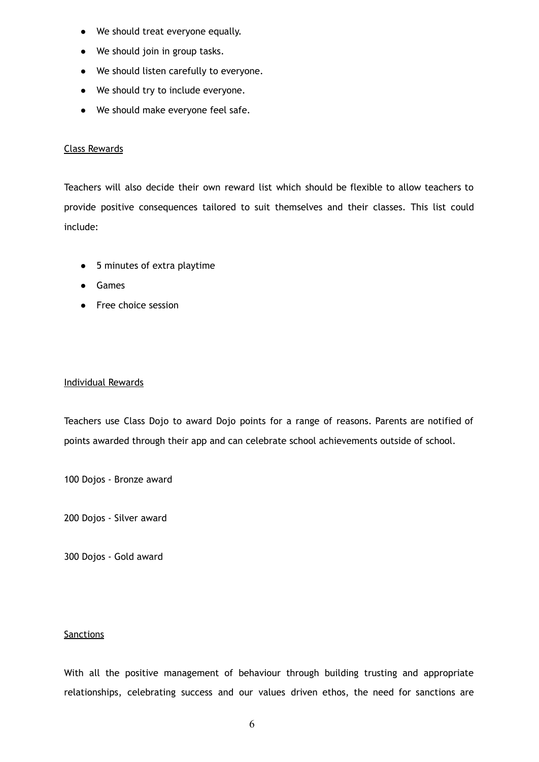- We should treat everyone equally.
- We should join in group tasks.
- We should listen carefully to everyone.
- We should try to include everyone.
- We should make everyone feel safe.

<u>Class Rewards</u>

Teachers will also decide their own reward list which should be flexible to allow teachers to provide positive consequences tailored to suit themselves and their classes. This list could include:

- 5 minutes of extra playtime
- Games
- Free choice session

<u>Individual Rewards</u>

Teachers use Class Dojo to award Dojo points for a range of reasons. Parents are notified of points awarded through their app and can celebrate school achievements outside of school.

100 Dojos - Bronze award

200 Dojos - Silver award

300 Dojos - Gold award

<u>Sanctions</u>

With all the positive management of behaviour through building trusting and appropriate relationships, celebrating success and our values driven ethos, the need for sanctions are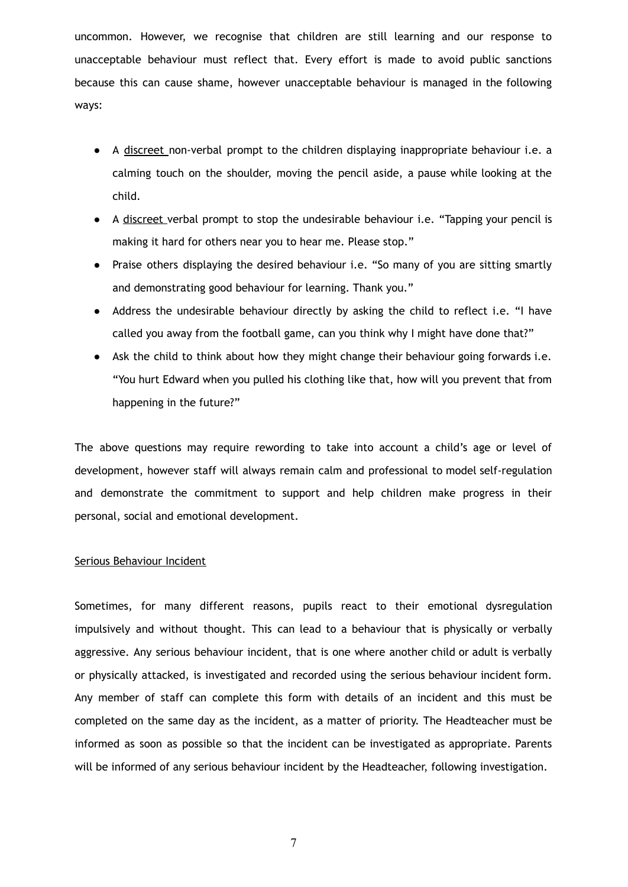uncommon. However, we recognise that children are still learning and our response to unacceptable behaviour must reflect that. Every effort is made to avoid public sanctions because this can cause shame, however unacceptable behaviour is managed in the following ways:

- A <u>discreet</u> non-verbal prompt to the children displaying inappropriate behaviour i.e. a calming touch on the shoulder, moving the pencil aside, a pause while looking at the child.
- A <u>discreet</u> verbal prompt to stop the undesirable behaviour i.e. "Tapping your pencil is making it hard for others near you to hear me. Please stop."
- Praise others displaying the desired behaviour i.e. "So many of you are sitting smartly and demonstrating good behaviour for learning. Thank you."
- Address the undesirable behaviour directly by asking the child to reflect i.e. "I have called you away from the football game, can you think why I might have done that?"
- Ask the child to think about how they might change their behaviour going forwards i.e. "You hurt Edward when you pulled his clothing like that, how will you prevent that from happening in the future?"

The above questions may require rewording to take into account a child's age or level of development, however staff will always remain calm and professional to model self-regulation and demonstrate the commitment to support and help children make progress in their personal, social and emotional development.

<u>Serious Behaviour Incident</u>

Sometimes, for many different reasons, pupils react to their emotional dysregulation impulsively and without thought. This can lead to a behaviour that is physically or verbally aggressive. Any serious behaviour incident, that is one where another child or adult is verbally or physically attacked, is investigated and recorded using the serious behaviour incident form. Any member of staff can complete this form with details of an incident and this must be completed on the same day as the incident, as a matter of priority. The Headteacher must be informed as soon as possible so that the incident can be investigated as appropriate. Parents will be informed of any serious behaviour incident by the Headteacher, following investigation.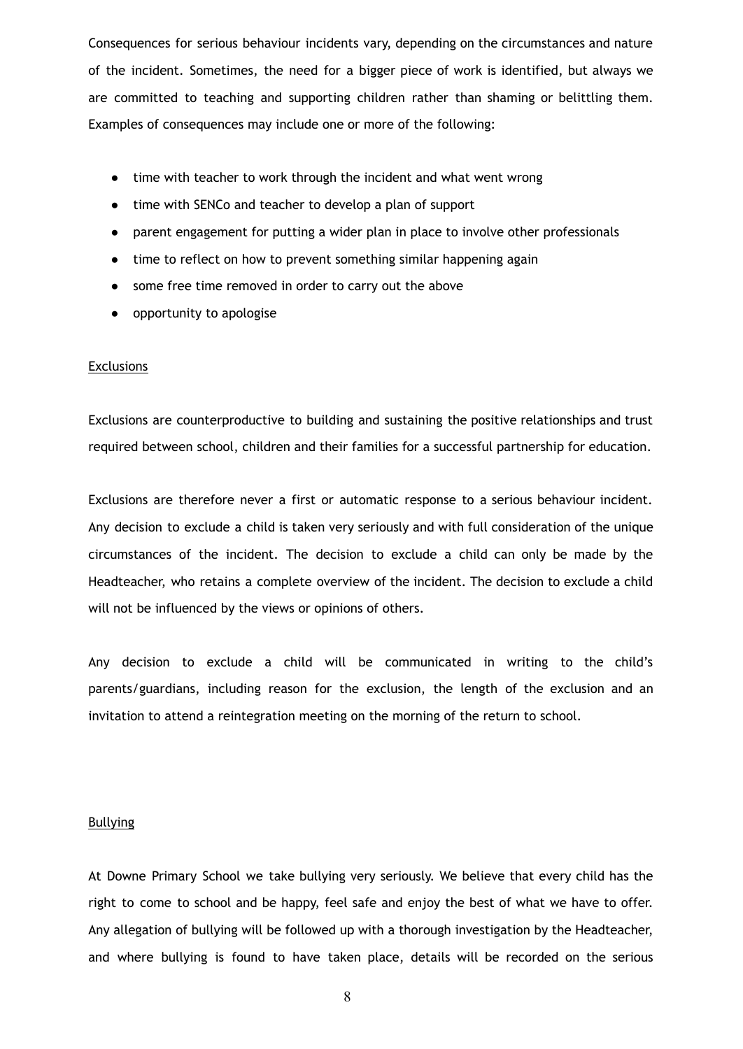Consequences for serious behaviour incidents vary, depending on the circumstances and nature of the incident. Sometimes, the need for a bigger piece of work is identified, but always we are committed to teaching and supporting children rather than shaming or belittling them. Examples of consequences may include one or more of the following:

- time with teacher to work through the incident and what went wrong
- time with SENCo and teacher to develop a plan of support
- parent engagement for putting a wider plan in place to involve other professionals
- time to reflect on how to prevent something similar happening again
- some free time removed in order to carry out the above
- opportunity to apologise

<u>Exclusions</u>

Exclusions are counterproductive to building and sustaining the positive relationships and trust required between school, children and their families for a successful partnership for education.

Exclusions are therefore never a first or automatic response to a serious behaviour incident. Any decision to exclude a child is taken very seriously and with full consideration of the unique circumstances of the incident. The decision to exclude a child can only be made by the Headteacher, who retains a complete overview of the incident. The decision to exclude a child will not be influenced by the views or opinions of others.

Any decision to exclude a child will be communicated in writing to the child's parents/guardians, including reason for the exclusion, the length of the exclusion and an invitation to attend a reintegration meeting on the morning of the return to school.

<u>Bullying</u>

At Downe Primary School we take bullying very seriously. We believe that every child has the right to come to school and be happy, feel safe and enjoy the best of what we have to offer. Any allegation of bullying will be followed up with a thorough investigation by the Headteacher, and where bullying is found to have taken place, details will be recorded on the serious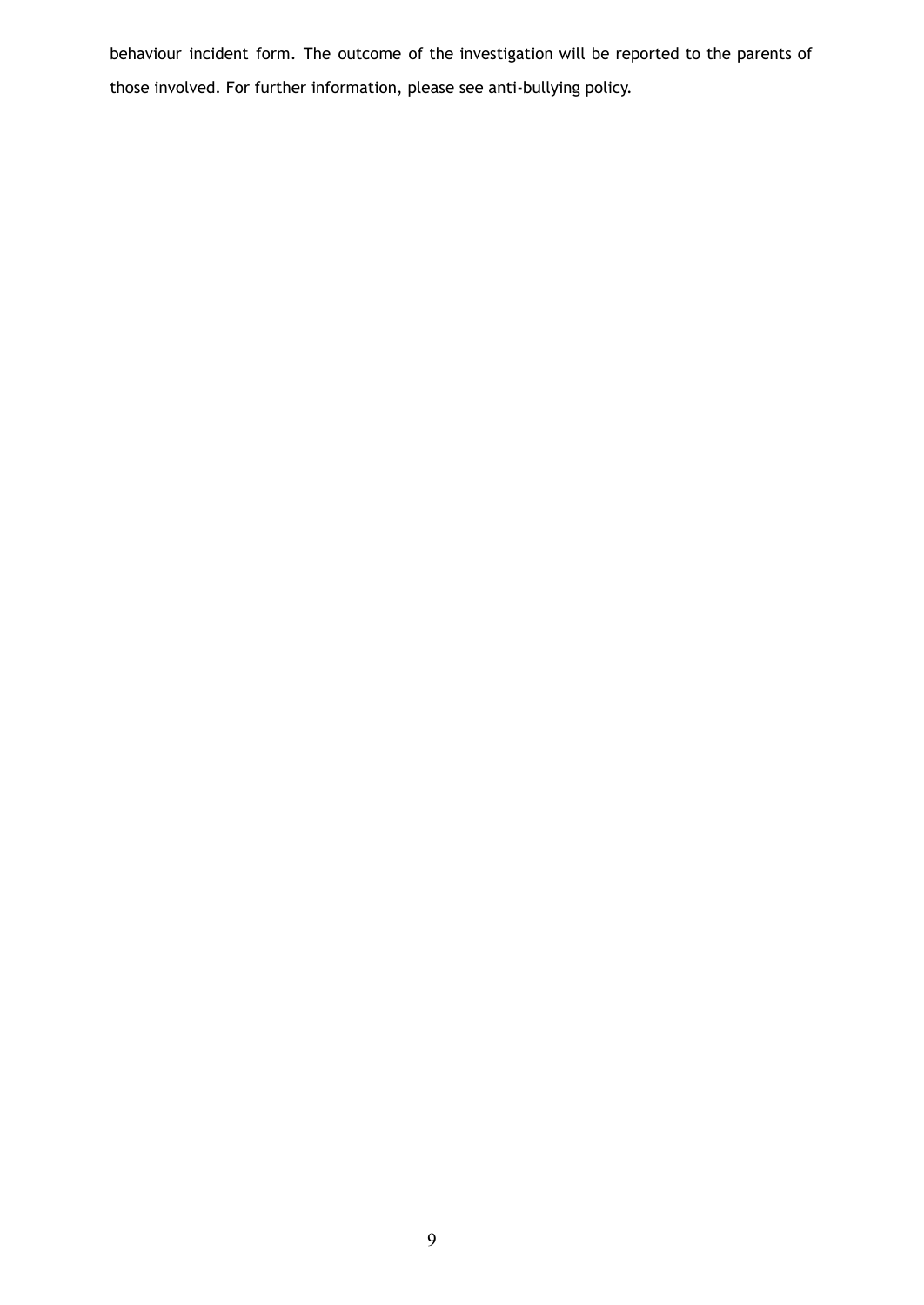behaviour incident form. The outcome of the investigation will be reported to the parents of those involved. For further information, please see anti-bullying policy.